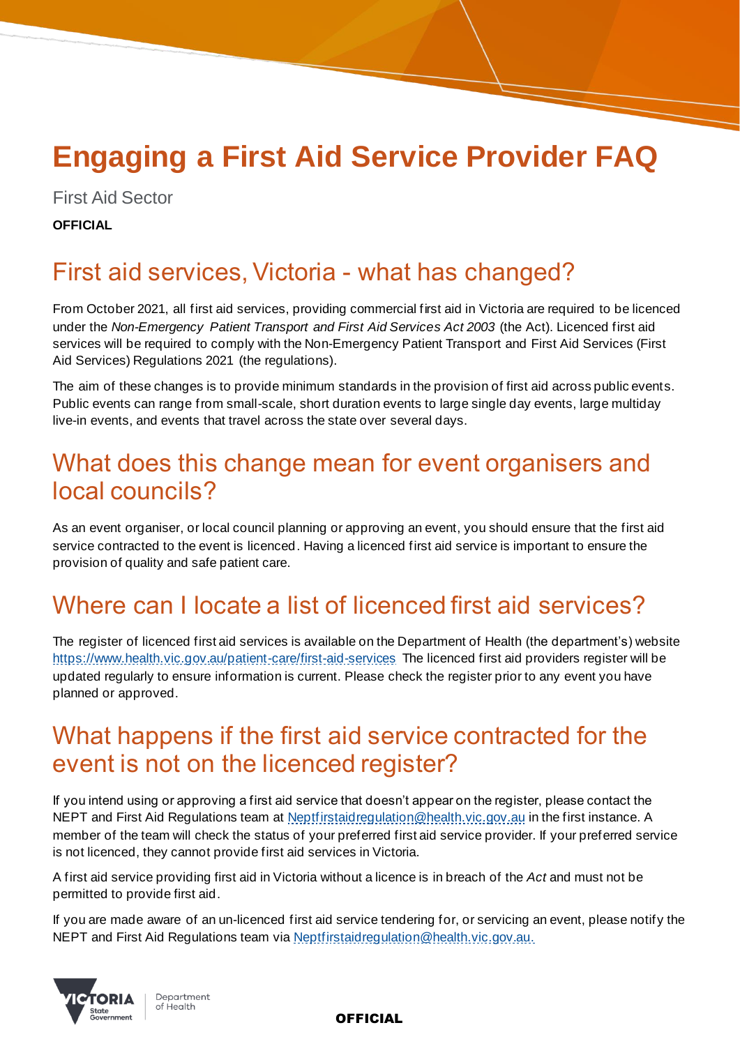# Engaging a First Aid Service Provider FAQ

First Aid Sector

**OFFICIAL**

## First aid services, Victoria - what has changed?

From October 2021, all first aid services, providing commercial first aid in Victoria are required to be licenced under the *Non-Emergency Patient Transport and First Aid Services Act 2003* (the Act). Licenced first aid services will be required to comply with the Non-Emergency Patient Transport and First Aid Services (First Aid Services) Regulations 2021 (the regulations).

The aim of these changes is to provide minimum standards in the provision of first aid across public events. Public events can range from small-scale, short duration events to large single day events, large multiday live-in events, and events that travel across the state over several days.

## What does this change mean for event organisers and local councils?

As an event organiser, or local council planning or approving an event, you should ensure that the first aid service contracted to the event is licenced. Having a licenced first aid service is important to ensure the provision of quality and safe patient care.

## Where can I locate a list of licenced first aid services?

The register of licenced first aid services is available on the Department of Health (the department's) website https://www.health.vic.gov.au/patient-care/first-aid-services The licenced first aid providers register will be updated regularly to ensure information is current. Please check the register prior to any event you have planned or approved.

## What happens if the first aid service contracted for the event is not on the licenced register?

If you intend using or approving a first aid service that doesn't appear on the register, please contact the NEPT and First Aid Regulations team at Neptfirstaidregulation@health.vic.gov.au in the first instance. A member of the team will check the status of your preferred first aid service provider. If your preferred service is not licenced, they cannot provide first aid services in Victoria.

A first aid service providing first aid in Victoria without a licence is in breach of the *Act* and must not be permitted to provide first aid.

If you are made aware of an un-licenced first aid service tendering for, or servicing an event, please notify the NEPT and First Aid Regulations team via Neptfirstaidregulation@health.vic.gov.au.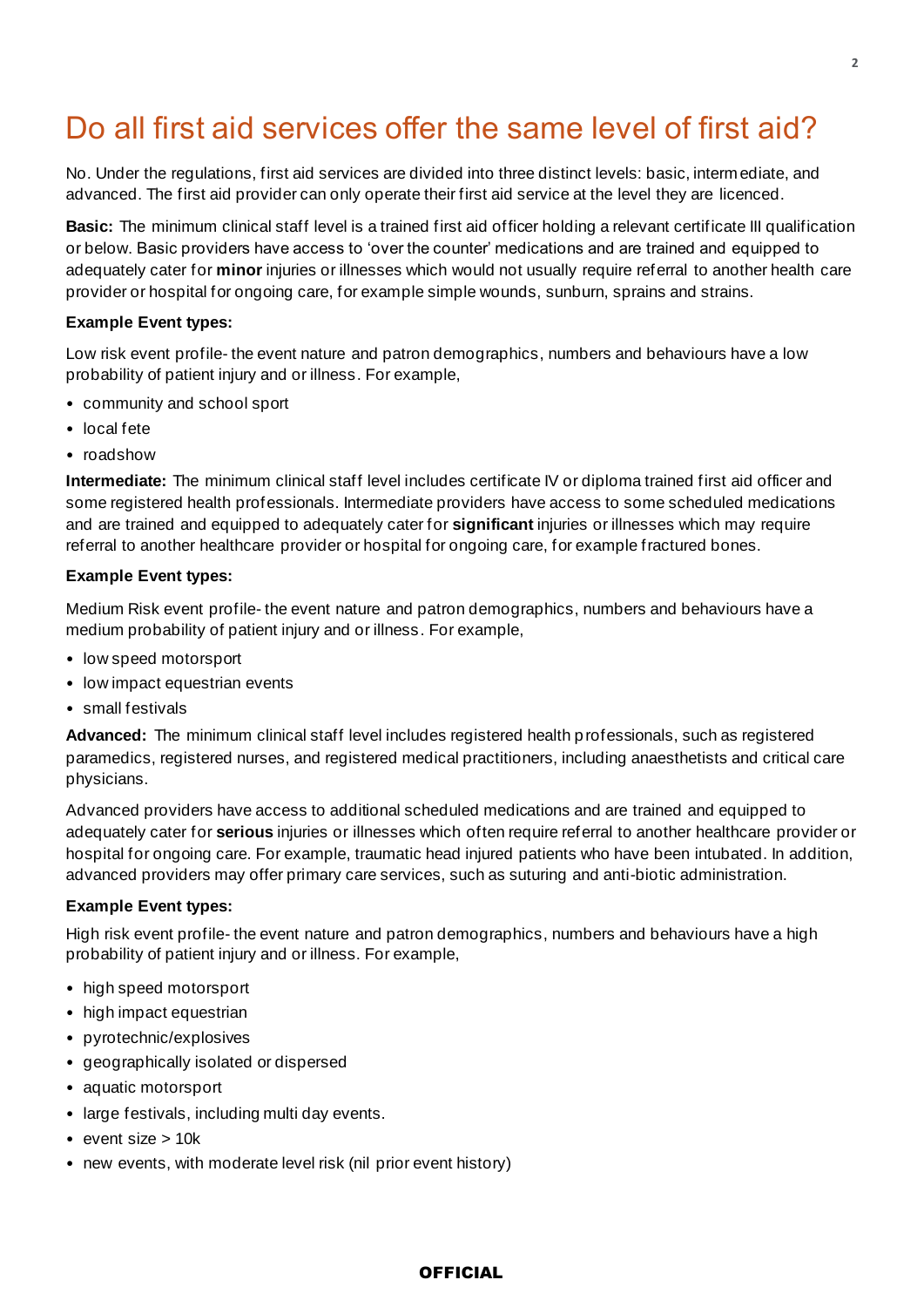# Do all first aid services offer the same level of first aid?

No. Under the regulations, first aid services are divided into three distinct levels: basic, intermediate, and advanced. The first aid provider can only operate their first aid service at the level they are licenced.

**Basic:** The minimum clinical staff level is a trained first aid officer holding a relevant certificate III qualification or below. Basic providers have access to 'over the counter' medications and are trained and equipped to adequately cater for **minor** injuries or illnesses which would not usually require referral to another health care provider or hospital for ongoing care, for example simple wounds, sunburn, sprains and strains.

**Example Event types:**

Low risk event profile- the event nature and patron demographics, numbers and behaviours have a low probability of patient injury and or illness. For example,

- community and school sport
- local fete
- roadshow

**Intermediate:** The minimum clinical staff level includes certificate IV or diploma trained first aid officer and some registered health professionals. Intermediate providers have access to some scheduled medications and are trained and equipped to adequately cater for **significant** injuries or illnesses which may require referral to another healthcare provider or hospital for ongoing care, for example fractured bones.

**Example Event types:**

Medium Risk event profile- the event nature and patron demographics, numbers and behaviours have a medium probability of patient injury and or illness. For example,

- low speed motorsport
- low impact equestrian events
- small festivals

**Advanced:** The minimum clinical staff level includes registered health professionals, such as registered paramedics, registered nurses, and registered medical practitioners, including anaesthetists and critical care physicians.

Advanced providers have access to additional scheduled medications and are trained and equipped to adequately cater for **serious** injuries or illnesses which often require referral to another healthcare provider or hospital for ongoing care. For example, traumatic head injured patients who have been intubated. In addition, advanced providers may offer primary care services, such as suturing and anti-biotic administration.

**Example Event types:**

High risk event profile- the event nature and patron demographics, numbers and behaviours have a high probability of patient injury and or illness. For example,

- high speed motorsport
- high impact equestrian
- pyrotechnic/explosives
- geographically isolated or dispersed
- aquatic motorsport
- large festivals, including multi day events.
- event size > 10k
- new events, with moderate level risk (nil prior event history)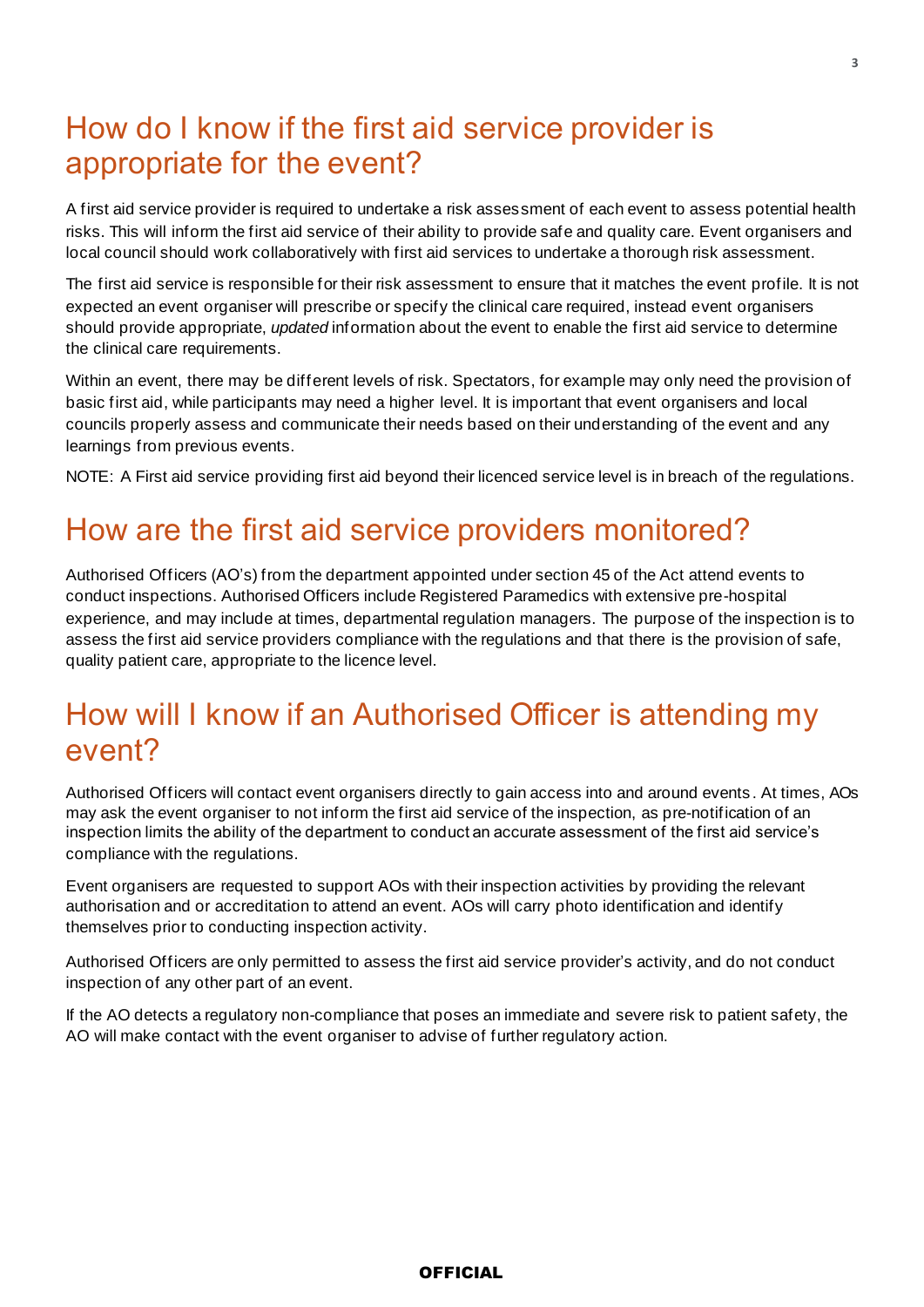## How do I know if the first aid service provider is appropriate for the event?

A first aid service provider is required to undertake a risk assessment of each event to assess potential health risks. This will inform the first aid service of their ability to provide safe and quality care. Event organisers and local council should work collaboratively with first aid services to undertake a thorough risk assessment.

The first aid service is responsible for their risk assessment to ensure that it matches the event profile. It is not expected an event organiser will prescribe or specify the clinical care required, instead event organisers should provide appropriate, *updated* information about the event to enable the first aid service to determine the clinical care requirements.

Within an event, there may be different levels of risk. Spectators, for example may only need the provision of basic first aid, while participants may need a higher level. It is important that event organisers and local councils properly assess and communicate their needs based on their understanding of the event and any learnings from previous events.

NOTE: A First aid service providing first aid beyond their licenced service level is in breach of the regulations.

## How are the first aid service providers monitored?

Authorised Officers (AO's) from the department appointed under section 45 of the Act attend events to conduct inspections. Authorised Officers include Registered Paramedics with extensive pre-hospital experience, and may include at times, departmental regulation managers. The purpose of the inspection is to assess the first aid service providers compliance with the regulations and that there is the provision of safe, quality patient care, appropriate to the licence level.

## How will I know if an Authorised Officer is attending my event?

Authorised Officers will contact event organisers directly to gain access into and around events. At times, AOs may ask the event organiser to not inform the first aid service of the inspection, as pre-notification of an inspection limits the ability of the department to conduct an accurate assessment of the first aid service's compliance with the regulations.

Event organisers are requested to support AOs with their inspection activities by providing the relevant authorisation and or accreditation to attend an event. AOs will carry photo identification and identify themselves prior to conducting inspection activity.

Authorised Officers are only permitted to assess the first aid service provider's activity, and do not conduct inspection of any other part of an event.

If the AO detects a regulatory non-compliance that poses an immediate and severe risk to patient safety, the AO will make contact with the event organiser to advise of further regulatory action.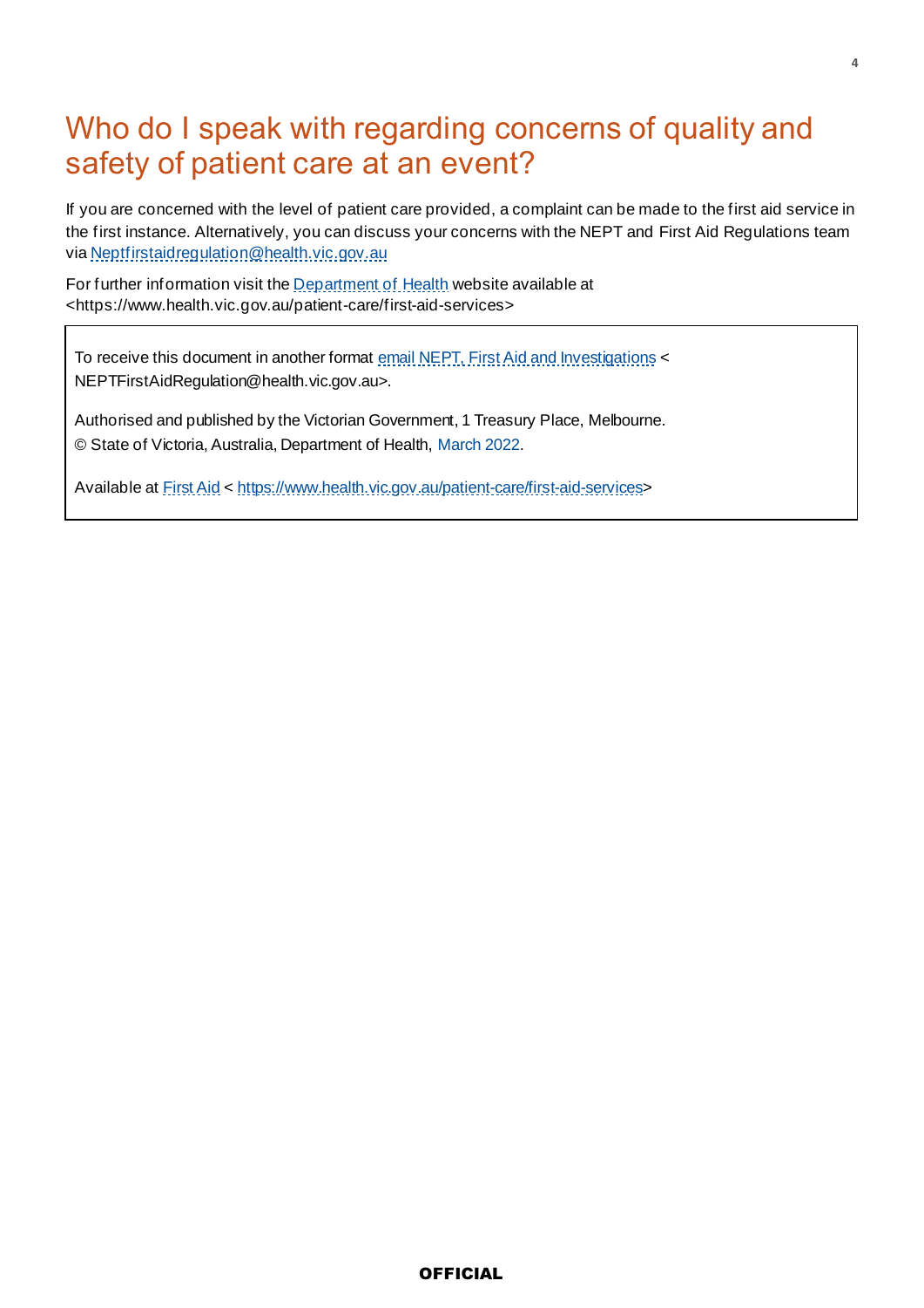# Who do I speak with regarding concerns of quality and safety of patient care at an event?

If you are concerned with the level of patient care provided, a complaint can be made to the first aid service in the first instance. Alternatively, you can discuss your concerns with the NEPT and First Aid Regulations team via Neptfirstaidregulation@health.vic.gov.au

For further information visit the Department of Health website available at <https://www.health.vic.gov.au/patient-care/first-aid-services>

To receive this document in another format email NEPT, First Aid and Investigations < NEPTFirstAidRegulation@health.vic.gov.au>.

Authorised and published by the Victorian Government, 1 Treasury Place, Melbourne.
© State of Victoria, Australia, Department of Health, March 2022.

Available at First Aid < https://www.health.vic.gov.au/patient-care/first-aid-services>

**OFFICIAL**